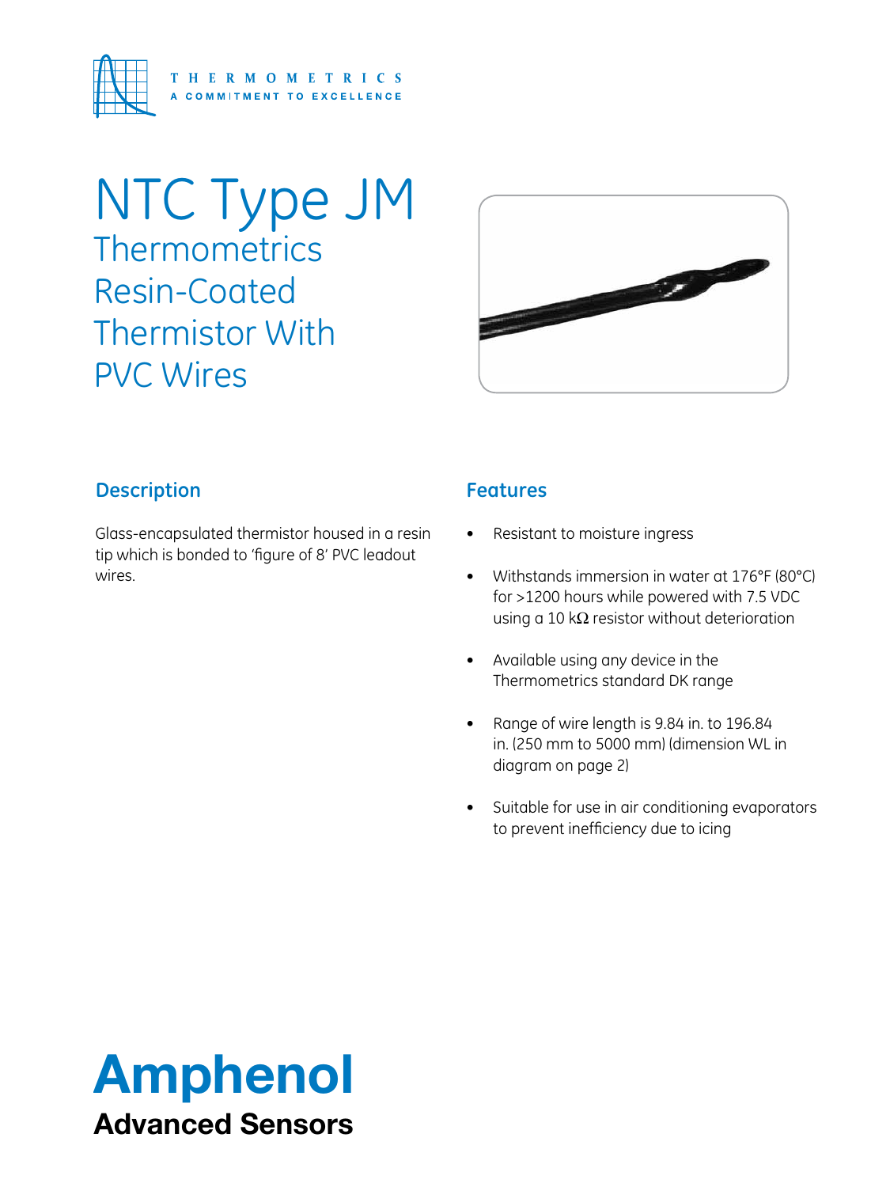THERMOMETRICS
A COMMITMENT TO EXCELLENCE

# NTC Type JM

## Thermometrics Resin-Coated Thermistor With PVC Wires

### Description

Glass-encapsulated thermistor housed in a resin tip which is bonded to 'figure of 8' PVC leadout wires.

### Features

- Resistant to moisture ingress
- Withstands immersion in water at 176°F (80°C) for >1200 hours while powered with 7.5 VDC using a 10 kΩ resistor without deterioration
- Available using any device in the Thermometrics standard DK range
- Range of wire length is 9.84 in. to 196.84 in. (250 mm to 5000 mm) (dimension WL in diagram on page 2)
- Suitable for use in air conditioning evaporators to prevent inefficiency due to icing

**Amphenol**
**Advanced Sensors**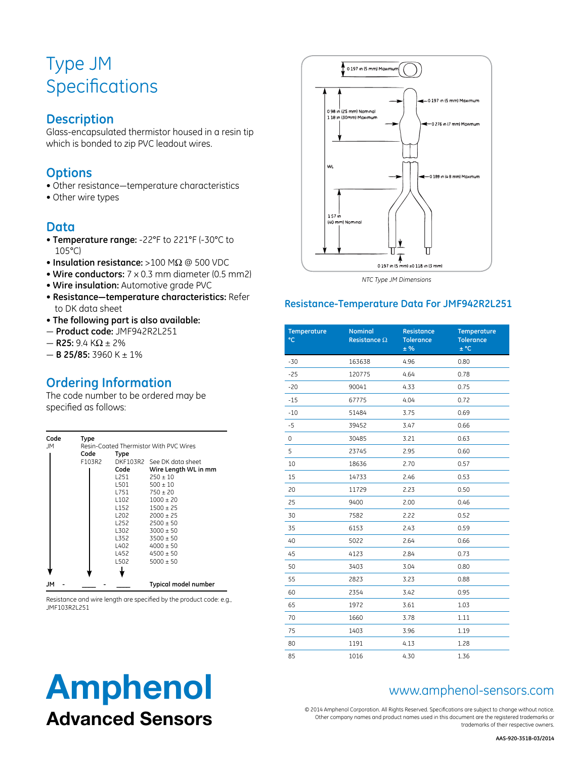# Type JM Specifications

## Description

Glass-encapsulated thermistor housed in a resin tip which is bonded to zip PVC leadout wires.

## Options

- Other resistance—temperature characteristics
- Other wire types

## Data

- **Temperature range:** -22°F to 221°F (-30°C to 105°C)
- **Insulation resistance:** >100 MΩ @ 500 VDC
- **Wire conductors:** 7 x 0.3 mm diameter (0.5 mm2)
- **Wire insulation:** Automotive grade PVC
- **Resistance—temperature characteristics:** Refer to DK data sheet
- **The following part is also available:**
  - — **Product code:** JMF942R2L251
  - — **R25:** 9.4 KΩ ± 2%
  - — **B 25/85:** 3960 K ± 1%

## Ordering Information

The code number to be ordered may be specified as follows:

| Code | Type | | |
|---|---|---|---|
| JM | Resin-Coated Thermistor With PVC Wires | | |
| | **Code** | **Type** | |
| | F103R2 | DKF103R2 | See DK data sheet |
| | | **Code** | **Wire Length WL in mm** |
| | | L251 | 250 ± 10 |
| | | L501 | 500 ± 10 |
| | | L751 | 750 ± 20 |
| | | L102 | 1000 ± 20 |
| | | L152 | 1500 ± 25 |
| | | L202 | 2000 ± 25 |
| | | L252 | 2500 ± 50 |
| | | L302 | 3000 ± 50 |
| | | L352 | 3500 ± 50 |
| | | L402 | 4000 ± 50 |
| | | L452 | 4500 ± 50 |
| | | L502 | 5000 ± 50 |
| **JM** - | ___ - | ___ | **Typical model number** |

Resistance and wire length are specified by the product code: e.g., JMF103R2L251

0.197 in (5 mm) Maximum

0.98 in (25 mm) Nominal
1.18 in (30mm) Maximum

0.197 in (5 mm) Maximum

0.276 in (7 mm) Maximum

WL

0.189 in (4.8 mm) Maximum

1.57 in
(40 mm) Nominal

0.197 in (5 mm) ±0.118 in (3 mm)

*NTC Type JM Dimensions*

## Resistance-Temperature Data For JMF942R2L251

| Temperature °C | Nominal Resistance Ω | Resistance Tolerance ± % | Temperature Tolerance ± °C |
|---|---|---|---|
| -30 | 163638 | 4.96 | 0.80 |
| -25 | 120775 | 4.64 | 0.78 |
| -20 | 90041 | 4.33 | 0.75 |
| -15 | 67775 | 4.04 | 0.72 |
| -10 | 51484 | 3.75 | 0.69 |
| -5 | 39452 | 3.47 | 0.66 |
| 0 | 30485 | 3.21 | 0.63 |
| 5 | 23745 | 2.95 | 0.60 |
| 10 | 18636 | 2.70 | 0.57 |
| 15 | 14733 | 2.46 | 0.53 |
| 20 | 11729 | 2.23 | 0.50 |
| 25 | 9400 | 2.00 | 0.46 |
| 30 | 7582 | 2.22 | 0.52 |
| 35 | 6153 | 2.43 | 0.59 |
| 40 | 5022 | 2.64 | 0.66 |
| 45 | 4123 | 2.84 | 0.73 |
| 50 | 3403 | 3.04 | 0.80 |
| 55 | 2823 | 3.23 | 0.88 |
| 60 | 2354 | 3.42 | 0.95 |
| 65 | 1972 | 3.61 | 1.03 |
| 70 | 1660 | 3.78 | 1.11 |
| 75 | 1403 | 3.96 | 1.19 |
| 80 | 1191 | 4.13 | 1.28 |
| 85 | 1016 | 4.30 | 1.36 |

**Amphenol**
**Advanced Sensors**

www.amphenol-sensors.com

© 2014 Amphenol Corporation. All Rights Reserved. Specifications are subject to change without notice. Other company names and product names used in this document are the registered trademarks or trademarks of their respective owners.

AAS-920-351B-03/2014